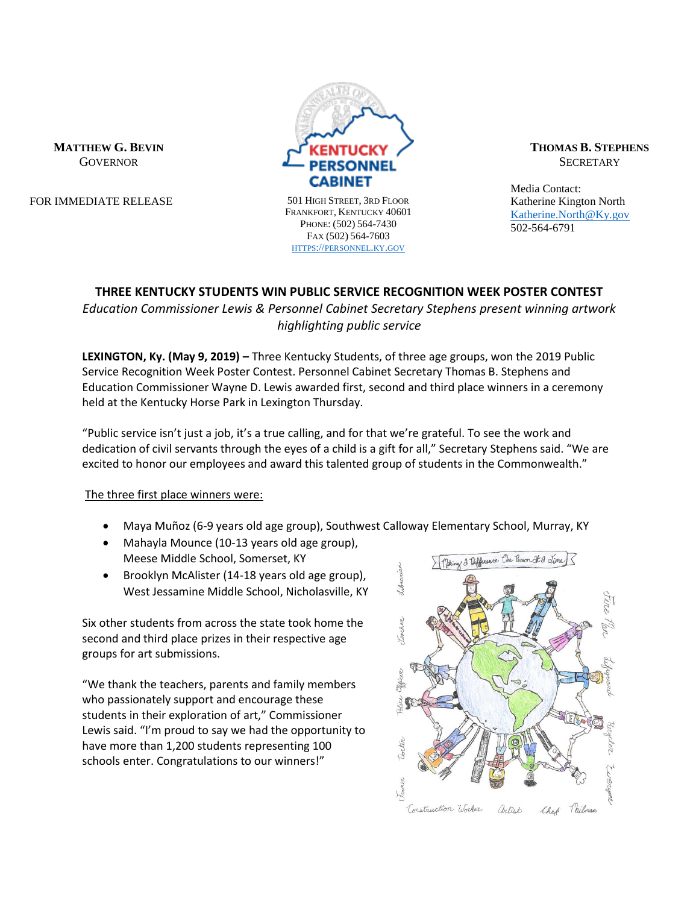**MATTHEW G. BEVIN**
GOVERNOR

FOR IMMEDIATE RELEASE

KENTUCKY PERSONNEL CABINET

501 HIGH STREET, 3RD FLOOR
FRANKFORT, KENTUCKY 40601
PHONE: (502) 564-7430
FAX (502) 564-7603
HTTPS://PERSONNEL.KY.GOV

**THOMAS B. STEPHENS**
SECRETARY

Media Contact:
Katherine Kington North
Katherine.North@Ky.gov
502-564-6791

# THREE KENTUCKY STUDENTS WIN PUBLIC SERVICE RECOGNITION WEEK POSTER CONTEST

*Education Commissioner Lewis & Personnel Cabinet Secretary Stephens present winning artwork highlighting public service*

**LEXINGTON, Ky. (May 9, 2019) –** Three Kentucky Students, of three age groups, won the 2019 Public Service Recognition Week Poster Contest. Personnel Cabinet Secretary Thomas B. Stephens and Education Commissioner Wayne D. Lewis awarded first, second and third place winners in a ceremony held at the Kentucky Horse Park in Lexington Thursday.

"Public service isn't just a job, it's a true calling, and for that we're grateful. To see the work and dedication of civil servants through the eyes of a child is a gift for all," Secretary Stephens said. "We are excited to honor our employees and award this talented group of students in the Commonwealth."

The three first place winners were:

- Maya Muñoz (6-9 years old age group), Southwest Calloway Elementary School, Murray, KY
- Mahayla Mounce (10-13 years old age group), Meese Middle School, Somerset, KY
- Brooklyn McAlister (14-18 years old age group), West Jessamine Middle School, Nicholasville, KY

Six other students from across the state took home the second and third place prizes in their respective age groups for art submissions.

"We thank the teachers, parents and family members who passionately support and encourage these students in their exploration of art," Commissioner Lewis said. "I'm proud to say we had the opportunity to have more than 1,200 students representing 100 schools enter. Congratulations to our winners!"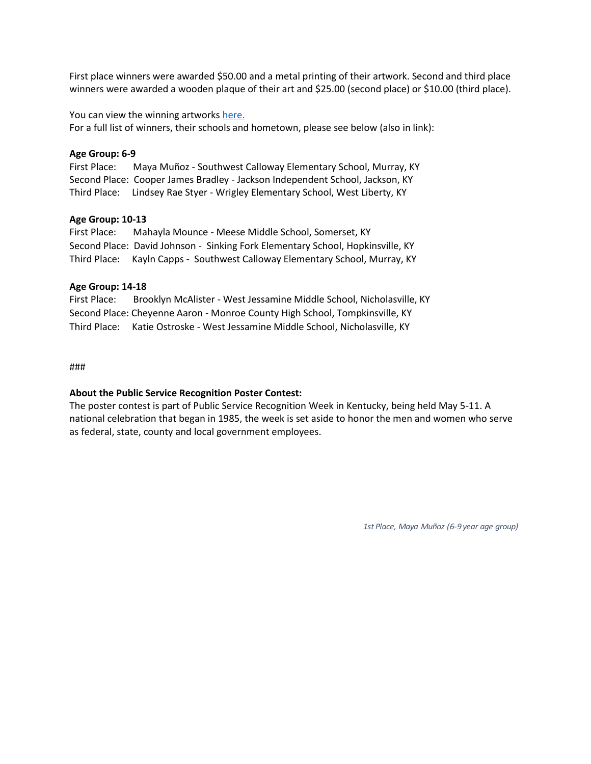First place winners were awarded $50.00 and a metal printing of their artwork. Second and third place winners were awarded a wooden plaque of their art and $25.00 (second place) or $10.00 (third place).

You can view the winning artworks here.
For a full list of winners, their schools and hometown, please see below (also in link):

**Age Group: 6-9**
First Place: Maya Muñoz - Southwest Calloway Elementary School, Murray, KY
Second Place: Cooper James Bradley - Jackson Independent School, Jackson, KY
Third Place: Lindsey Rae Styer - Wrigley Elementary School, West Liberty, KY

**Age Group: 10-13**
First Place: Mahayla Mounce - Meese Middle School, Somerset, KY
Second Place: David Johnson - Sinking Fork Elementary School, Hopkinsville, KY
Third Place: Kayln Capps - Southwest Calloway Elementary School, Murray, KY

**Age Group: 14-18**
First Place: Brooklyn McAlister - West Jessamine Middle School, Nicholasville, KY
Second Place: Cheyenne Aaron - Monroe County High School, Tompkinsville, KY
Third Place: Katie Ostroske - West Jessamine Middle School, Nicholasville, KY

###

**About the Public Service Recognition Poster Contest:**
The poster contest is part of Public Service Recognition Week in Kentucky, being held May 5-11. A national celebration that began in 1985, the week is set aside to honor the men and women who serve as federal, state, county and local government employees.

*1st Place, Maya Muñoz (6-9 year age group)*